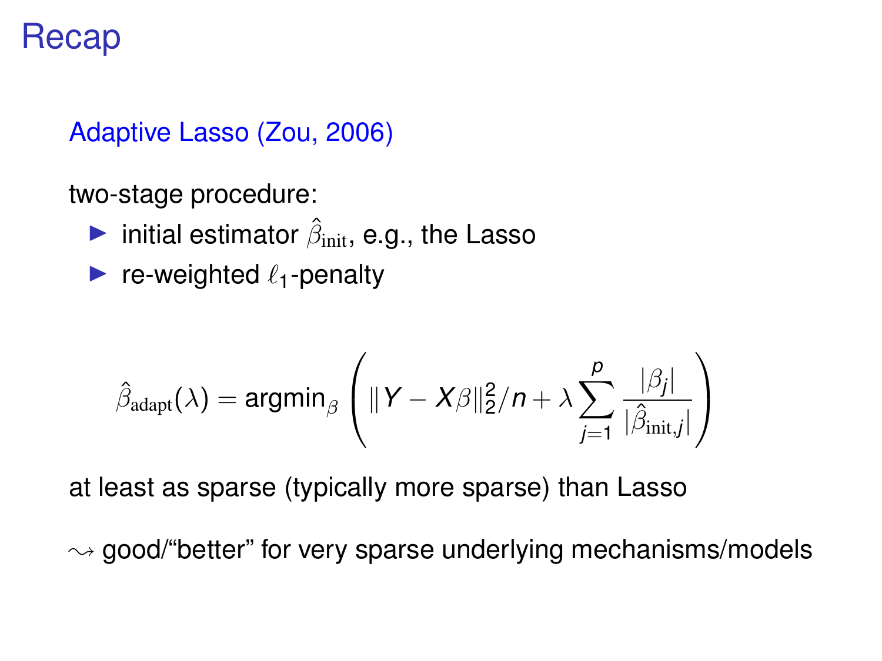# Recap

## Adaptive Lasso (Zou, 2006)

two-stage procedure:

- initial estimator $\hat{\beta}_{\text{init}}$, e.g., the Lasso
- re-weighted $\ell_1$-penalty

$$\hat{\beta}_{\text{adapt}}(\lambda) = \text{argmin}_{\beta} \left( \|Y - X\beta\|_2^2/n + \lambda \sum_{j=1}^{p} \frac{|\beta_j|}{|\hat{\beta}_{\text{init},j}|} \right)$$

at least as sparse (typically more sparse) than Lasso

$\leadsto$ good/"better" for very sparse underlying mechanisms/models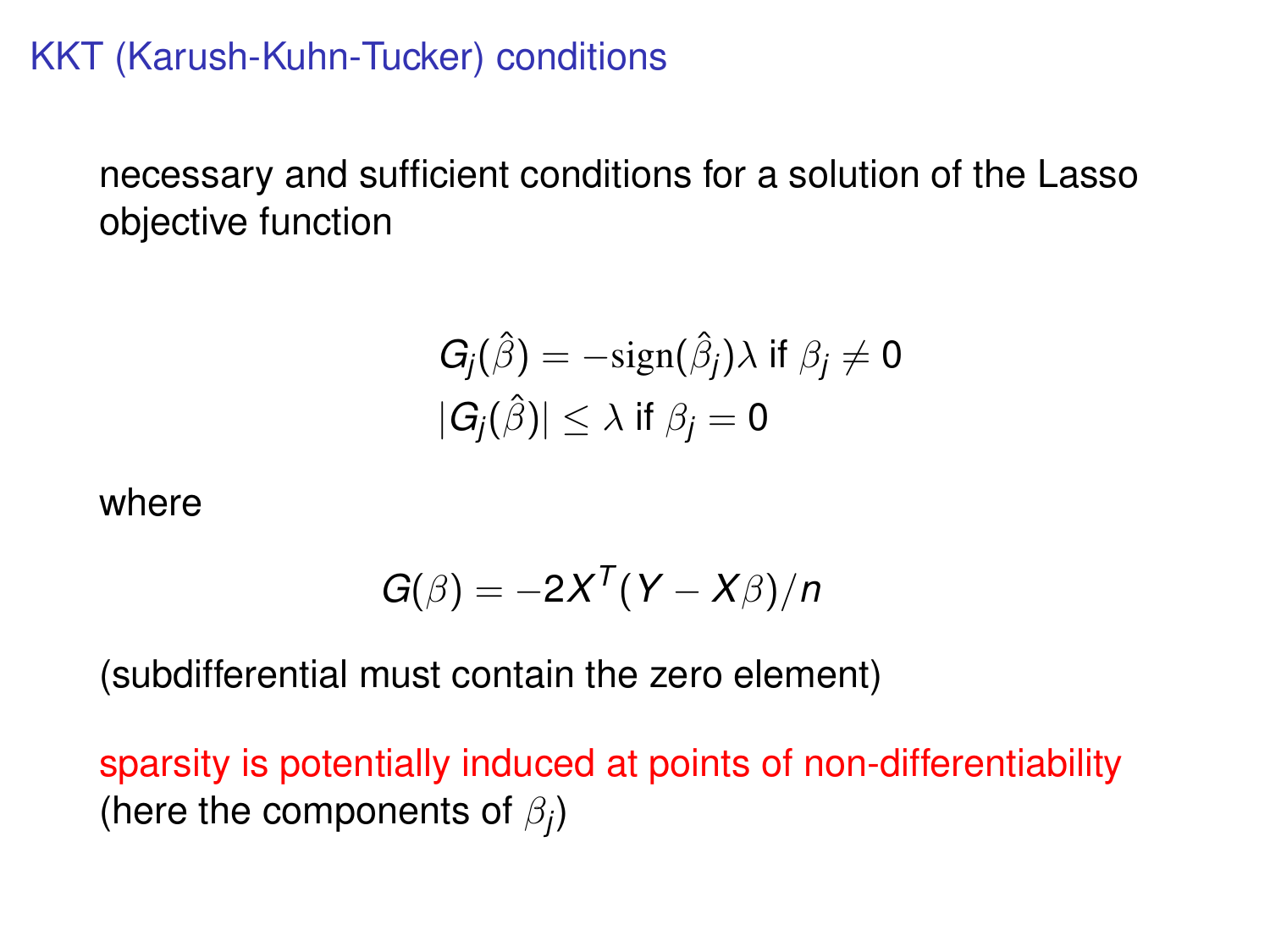# KKT (Karush-Kuhn-Tucker) conditions

necessary and sufficient conditions for a solution of the Lasso objective function

$$
\begin{aligned}
&G_j(\hat{\beta}) = -\mathrm{sign}(\hat{\beta}_j)\lambda \text{ if } \beta_j \neq 0 \\
&|G_j(\hat{\beta})| \leq \lambda \text{ if } \beta_j = 0
\end{aligned}
$$

where

$$
G(\beta) = -2X^T(Y - X\beta)/n
$$

(subdifferential must contain the zero element)

sparsity is potentially induced at points of non-differentiability (here the components of $\beta_j$)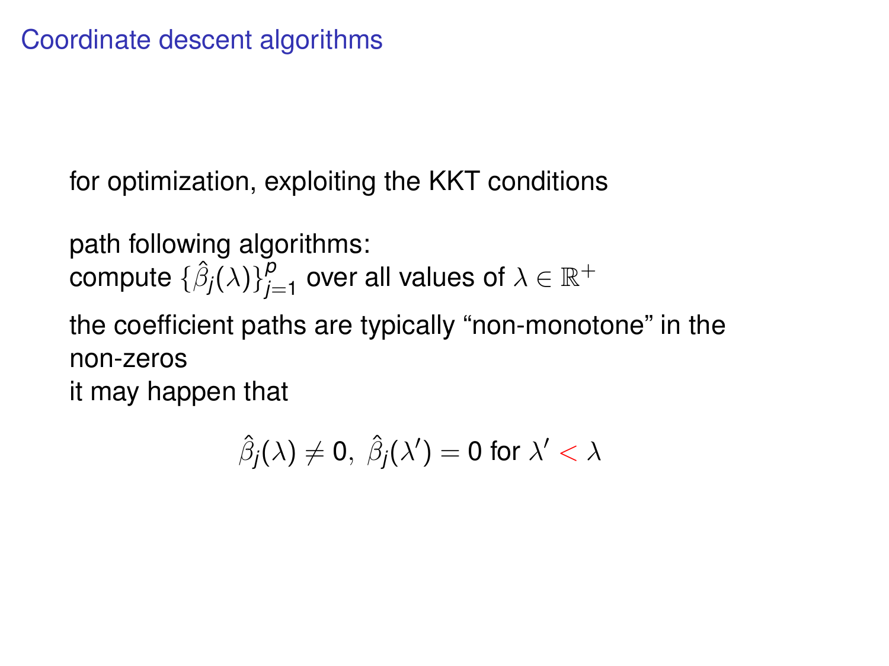# Coordinate descent algorithms

for optimization, exploiting the KKT conditions

path following algorithms:
compute $\{\hat{\beta}_j(\lambda)\}_{j=1}^{p}$ over all values of $\lambda \in \mathbb{R}^+$

the coefficient paths are typically "non-monotone" in the non-zeros
it may happen that

$$\hat{\beta}_j(\lambda) \neq 0,\ \hat{\beta}_j(\lambda') = 0 \text{ for } \lambda' < \lambda$$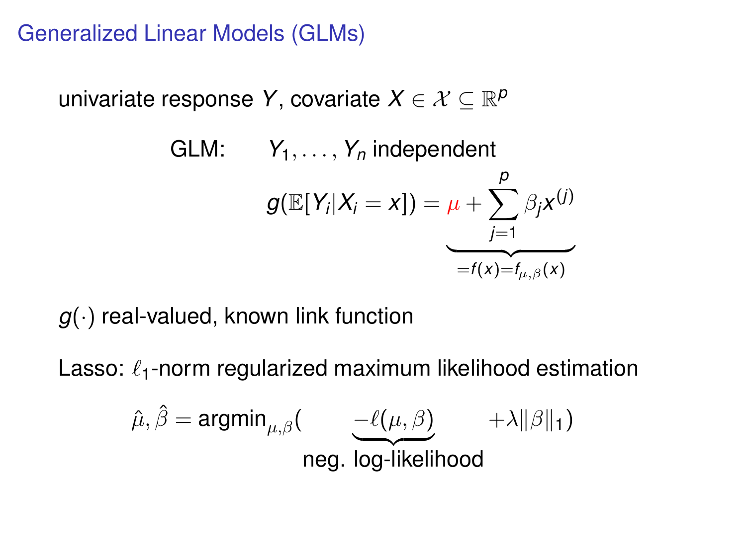# Generalized Linear Models (GLMs)

univariate response $Y$, covariate $X \in \mathcal{X} \subseteq \mathbb{R}^p$

GLM: $Y_1, \ldots, Y_n$ independent

$$g(\mathbb{E}[Y_i | X_i = x]) = \underbrace{\mu + \sum_{j=1}^{p} \beta_j x^{(j)}}_{= f(x) = f_{\mu,\beta}(x)}$$

$g(\cdot)$ real-valued, known link function

Lasso: $\ell_1$-norm regularized maximum likelihood estimation

$$\hat{\mu}, \hat{\beta} = \text{argmin}_{\mu,\beta}( \underbrace{-\ell(\mu, \beta)}_{\text{neg. log-likelihood}} + \lambda \|\beta\|_1)$$